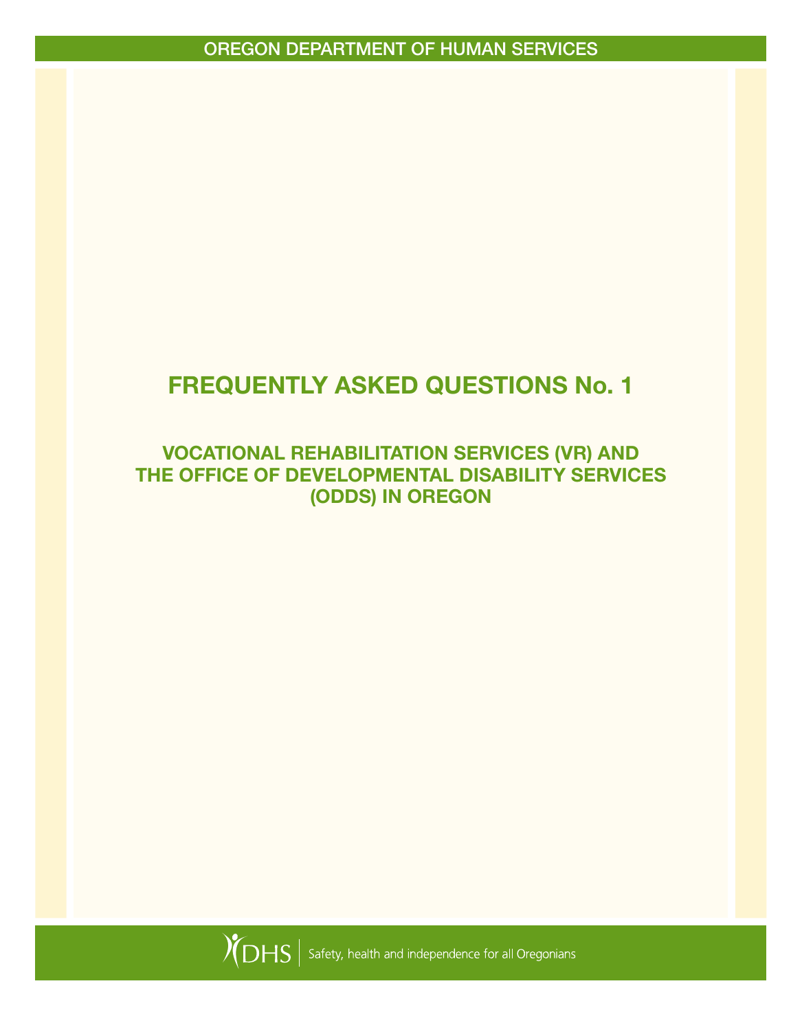OREGON DEPARTMENT OF HUMAN SERVICES

# FREQUENTLY ASKED QUESTIONS No. 1

## VOCATIONAL REHABILITATION SERVICES (VR) AND THE OFFICE OF DEVELOPMENTAL DISABILITY SERVICES (ODDS) IN OREGON

DHS | Safety, health and independence for all Oregonians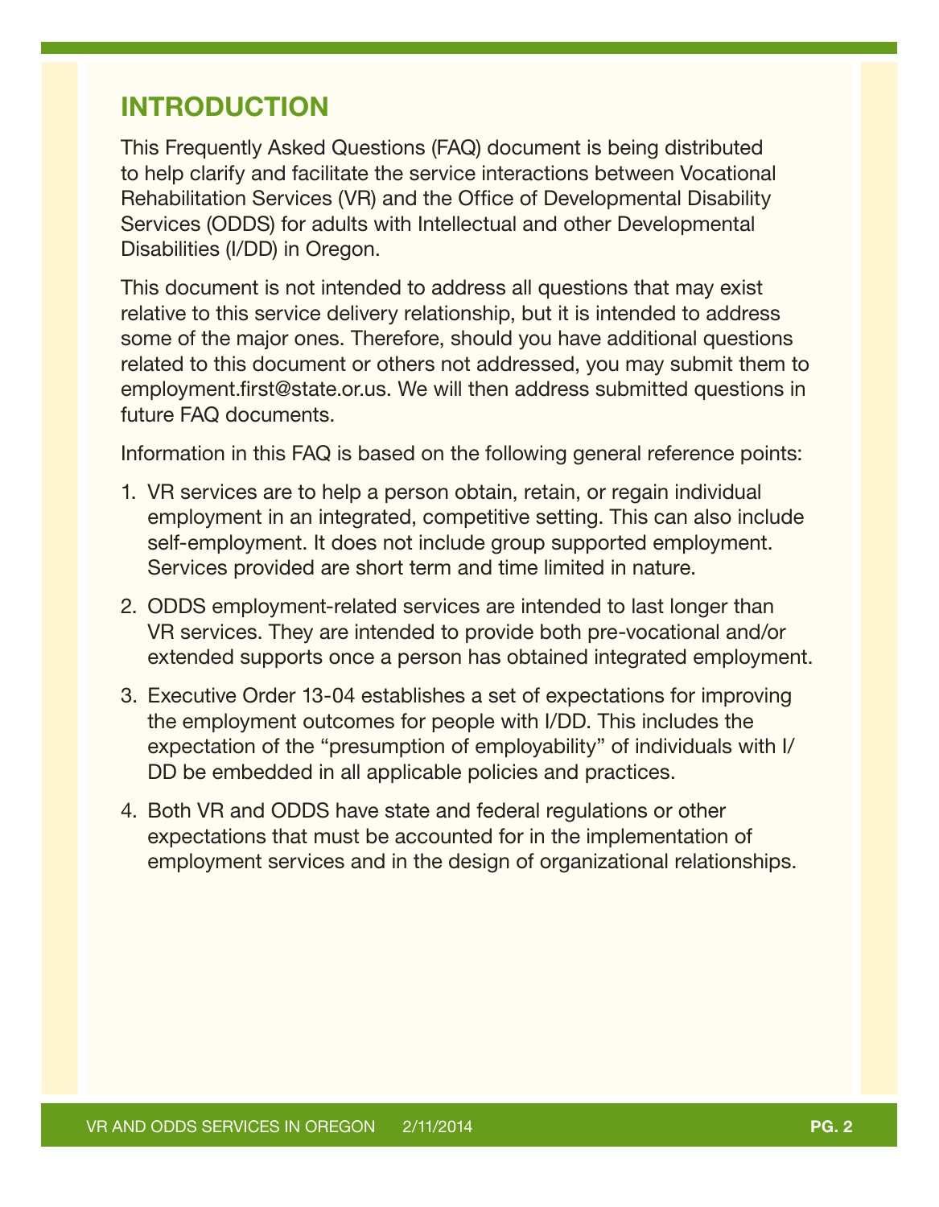## INTRODUCTION

This Frequently Asked Questions (FAQ) document is being distributed to help clarify and facilitate the service interactions between Vocational Rehabilitation Services (VR) and the Office of Developmental Disability Services (ODDS) for adults with Intellectual and other Developmental Disabilities (I/DD) in Oregon.

This document is not intended to address all questions that may exist relative to this service delivery relationship, but it is intended to address some of the major ones. Therefore, should you have additional questions related to this document or others not addressed, you may submit them to employment.first@state.or.us. We will then address submitted questions in future FAQ documents.

Information in this FAQ is based on the following general reference points:

1. VR services are to help a person obtain, retain, or regain individual employment in an integrated, competitive setting. This can also include self-employment. It does not include group supported employment. Services provided are short term and time limited in nature.
2. ODDS employment-related services are intended to last longer than VR services. They are intended to provide both pre-vocational and/or extended supports once a person has obtained integrated employment.
3. Executive Order 13-04 establishes a set of expectations for improving the employment outcomes for people with I/DD. This includes the expectation of the "presumption of employability" of individuals with I/DD be embedded in all applicable policies and practices.
4. Both VR and ODDS have state and federal regulations or other expectations that must be accounted for in the implementation of employment services and in the design of organizational relationships.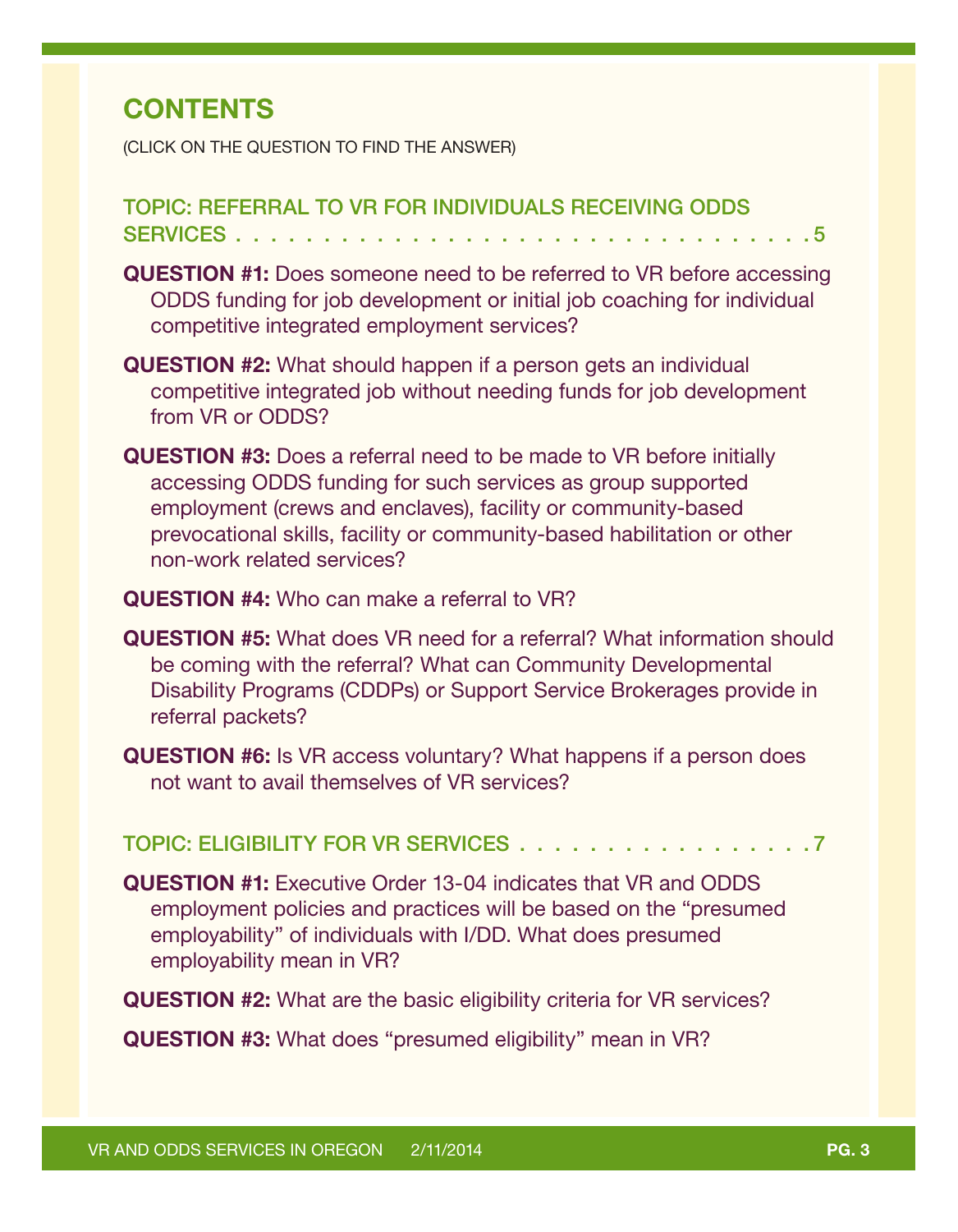# CONTENTS

(CLICK ON THE QUESTION TO FIND THE ANSWER)

## TOPIC: REFERRAL TO VR FOR INDIVIDUALS RECEIVING ODDS SERVICES . . . . . . . . . . . . . . . . . . . . . . . . . . . . . . . . . . 5

**QUESTION #1:** Does someone need to be referred to VR before accessing ODDS funding for job development or initial job coaching for individual competitive integrated employment services?

**QUESTION #2:** What should happen if a person gets an individual competitive integrated job without needing funds for job development from VR or ODDS?

**QUESTION #3:** Does a referral need to be made to VR before initially accessing ODDS funding for such services as group supported employment (crews and enclaves), facility or community-based prevocational skills, facility or community-based habilitation or other non-work related services?

**QUESTION #4:** Who can make a referral to VR?

**QUESTION #5:** What does VR need for a referral? What information should be coming with the referral? What can Community Developmental Disability Programs (CDDPs) or Support Service Brokerages provide in referral packets?

**QUESTION #6:** Is VR access voluntary? What happens if a person does not want to avail themselves of VR services?

## TOPIC: ELIGIBILITY FOR VR SERVICES . . . . . . . . . . . . . . . . . . 7

**QUESTION #1:** Executive Order 13-04 indicates that VR and ODDS employment policies and practices will be based on the "presumed employability" of individuals with I/DD. What does presumed employability mean in VR?

**QUESTION #2:** What are the basic eligibility criteria for VR services?

**QUESTION #3:** What does "presumed eligibility" mean in VR?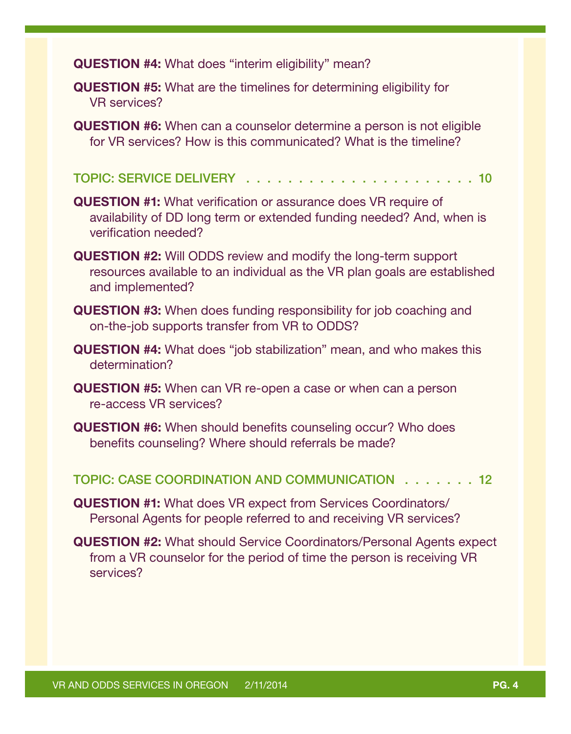**QUESTION #4:** What does "interim eligibility" mean?

**QUESTION #5:** What are the timelines for determining eligibility for VR services?

**QUESTION #6:** When can a counselor determine a person is not eligible for VR services? How is this communicated? What is the timeline?

## TOPIC: SERVICE DELIVERY . . . . . . . . . . . . . . . . . . . . . . . 10

**QUESTION #1:** What verification or assurance does VR require of availability of DD long term or extended funding needed? And, when is verification needed?

**QUESTION #2:** Will ODDS review and modify the long-term support resources available to an individual as the VR plan goals are established and implemented?

**QUESTION #3:** When does funding responsibility for job coaching and on-the-job supports transfer from VR to ODDS?

**QUESTION #4:** What does "job stabilization" mean, and who makes this determination?

**QUESTION #5:** When can VR re-open a case or when can a person re-access VR services?

**QUESTION #6:** When should benefits counseling occur? Who does benefits counseling? Where should referrals be made?

## TOPIC: CASE COORDINATION AND COMMUNICATION . . . . . . . 12

**QUESTION #1:** What does VR expect from Services Coordinators/ Personal Agents for people referred to and receiving VR services?

**QUESTION #2:** What should Service Coordinators/Personal Agents expect from a VR counselor for the period of time the person is receiving VR services?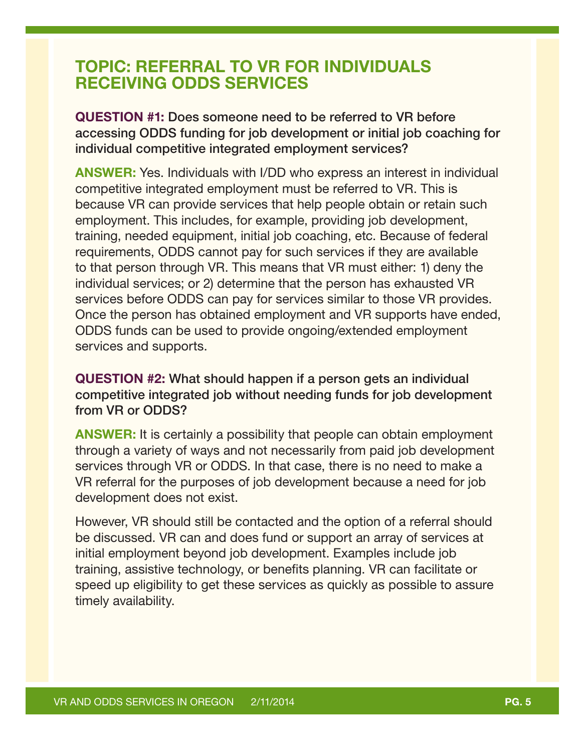## TOPIC: REFERRAL TO VR FOR INDIVIDUALS RECEIVING ODDS SERVICES

**QUESTION #1: Does someone need to be referred to VR before accessing ODDS funding for job development or initial job coaching for individual competitive integrated employment services?**

**ANSWER:** Yes. Individuals with I/DD who express an interest in individual competitive integrated employment must be referred to VR. This is because VR can provide services that help people obtain or retain such employment. This includes, for example, providing job development, training, needed equipment, initial job coaching, etc. Because of federal requirements, ODDS cannot pay for such services if they are available to that person through VR. This means that VR must either: 1) deny the individual services; or 2) determine that the person has exhausted VR services before ODDS can pay for services similar to those VR provides. Once the person has obtained employment and VR supports have ended, ODDS funds can be used to provide ongoing/extended employment services and supports.

**QUESTION #2: What should happen if a person gets an individual competitive integrated job without needing funds for job development from VR or ODDS?**

**ANSWER:** It is certainly a possibility that people can obtain employment through a variety of ways and not necessarily from paid job development services through VR or ODDS. In that case, there is no need to make a VR referral for the purposes of job development because a need for job development does not exist.

However, VR should still be contacted and the option of a referral should be discussed. VR can and does fund or support an array of services at initial employment beyond job development. Examples include job training, assistive technology, or benefits planning. VR can facilitate or speed up eligibility to get these services as quickly as possible to assure timely availability.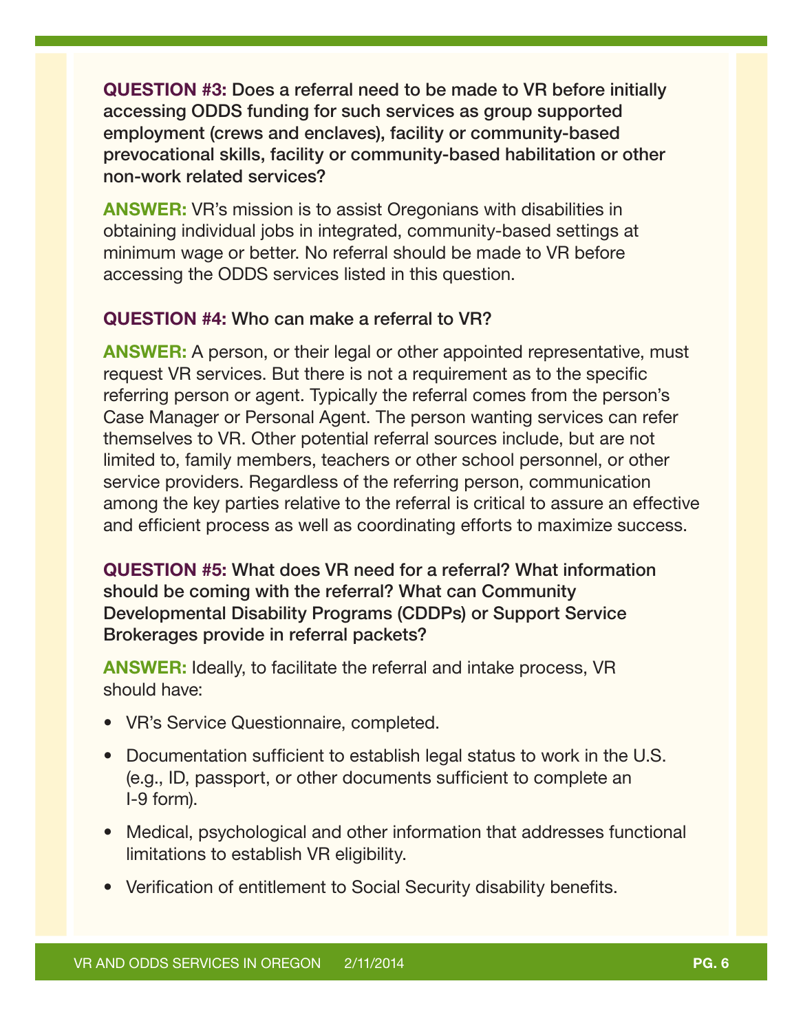**QUESTION #3:** Does a referral need to be made to VR before initially accessing ODDS funding for such services as group supported employment (crews and enclaves), facility or community-based prevocational skills, facility or community-based habilitation or other non-work related services?

**ANSWER:** VR's mission is to assist Oregonians with disabilities in obtaining individual jobs in integrated, community-based settings at minimum wage or better. No referral should be made to VR before accessing the ODDS services listed in this question.

**QUESTION #4:** Who can make a referral to VR?

**ANSWER:** A person, or their legal or other appointed representative, must request VR services. But there is not a requirement as to the specific referring person or agent. Typically the referral comes from the person's Case Manager or Personal Agent. The person wanting services can refer themselves to VR. Other potential referral sources include, but are not limited to, family members, teachers or other school personnel, or other service providers. Regardless of the referring person, communication among the key parties relative to the referral is critical to assure an effective and efficient process as well as coordinating efforts to maximize success.

**QUESTION #5:** What does VR need for a referral? What information should be coming with the referral? What can Community Developmental Disability Programs (CDDPs) or Support Service Brokerages provide in referral packets?

**ANSWER:** Ideally, to facilitate the referral and intake process, VR should have:

- VR's Service Questionnaire, completed.
- Documentation sufficient to establish legal status to work in the U.S. (e.g., ID, passport, or other documents sufficient to complete an I-9 form).
- Medical, psychological and other information that addresses functional limitations to establish VR eligibility.
- Verification of entitlement to Social Security disability benefits.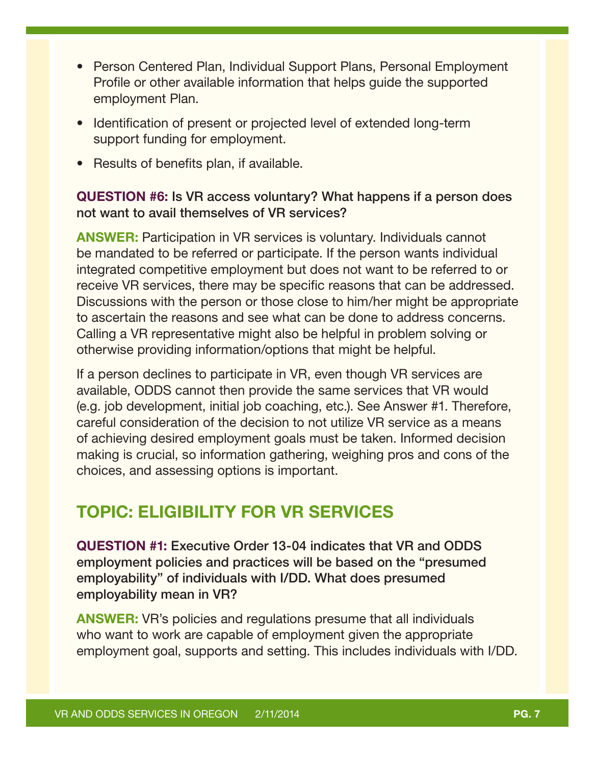- Person Centered Plan, Individual Support Plans, Personal Employment Profile or other available information that helps guide the supported employment Plan.
- Identification of present or projected level of extended long-term support funding for employment.
- Results of benefits plan, if available.

**QUESTION #6: Is VR access voluntary? What happens if a person does not want to avail themselves of VR services?**

**ANSWER:** Participation in VR services is voluntary. Individuals cannot be mandated to be referred or participate. If the person wants individual integrated competitive employment but does not want to be referred to or receive VR services, there may be specific reasons that can be addressed. Discussions with the person or those close to him/her might be appropriate to ascertain the reasons and see what can be done to address concerns. Calling a VR representative might also be helpful in problem solving or otherwise providing information/options that might be helpful.

If a person declines to participate in VR, even though VR services are available, ODDS cannot then provide the same services that VR would (e.g. job development, initial job coaching, etc.). See Answer #1. Therefore, careful consideration of the decision to not utilize VR service as a means of achieving desired employment goals must be taken. Informed decision making is crucial, so information gathering, weighing pros and cons of the choices, and assessing options is important.

## TOPIC: ELIGIBILITY FOR VR SERVICES

**QUESTION #1: Executive Order 13-04 indicates that VR and ODDS employment policies and practices will be based on the "presumed employability" of individuals with I/DD. What does presumed employability mean in VR?**

**ANSWER:** VR's policies and regulations presume that all individuals who want to work are capable of employment given the appropriate employment goal, supports and setting. This includes individuals with I/DD.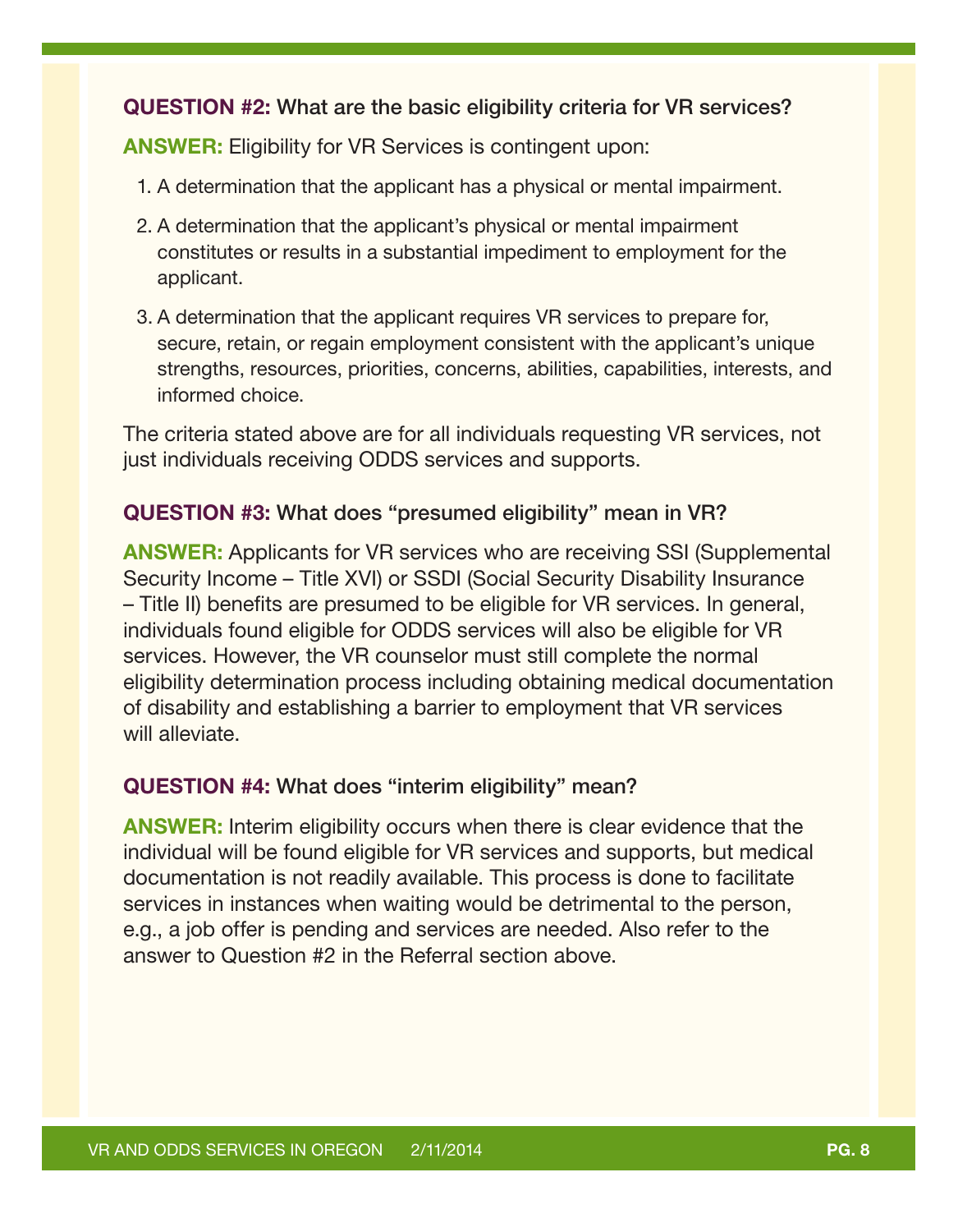**QUESTION #2:** What are the basic eligibility criteria for VR services?

**ANSWER:** Eligibility for VR Services is contingent upon:

1. A determination that the applicant has a physical or mental impairment.
2. A determination that the applicant's physical or mental impairment constitutes or results in a substantial impediment to employment for the applicant.
3. A determination that the applicant requires VR services to prepare for, secure, retain, or regain employment consistent with the applicant's unique strengths, resources, priorities, concerns, abilities, capabilities, interests, and informed choice.

The criteria stated above are for all individuals requesting VR services, not just individuals receiving ODDS services and supports.

**QUESTION #3:** What does "presumed eligibility" mean in VR?

**ANSWER:** Applicants for VR services who are receiving SSI (Supplemental Security Income – Title XVI) or SSDI (Social Security Disability Insurance – Title II) benefits are presumed to be eligible for VR services. In general, individuals found eligible for ODDS services will also be eligible for VR services. However, the VR counselor must still complete the normal eligibility determination process including obtaining medical documentation of disability and establishing a barrier to employment that VR services will alleviate.

**QUESTION #4:** What does "interim eligibility" mean?

**ANSWER:** Interim eligibility occurs when there is clear evidence that the individual will be found eligible for VR services and supports, but medical documentation is not readily available. This process is done to facilitate services in instances when waiting would be detrimental to the person, e.g., a job offer is pending and services are needed. Also refer to the answer to Question #2 in the Referral section above.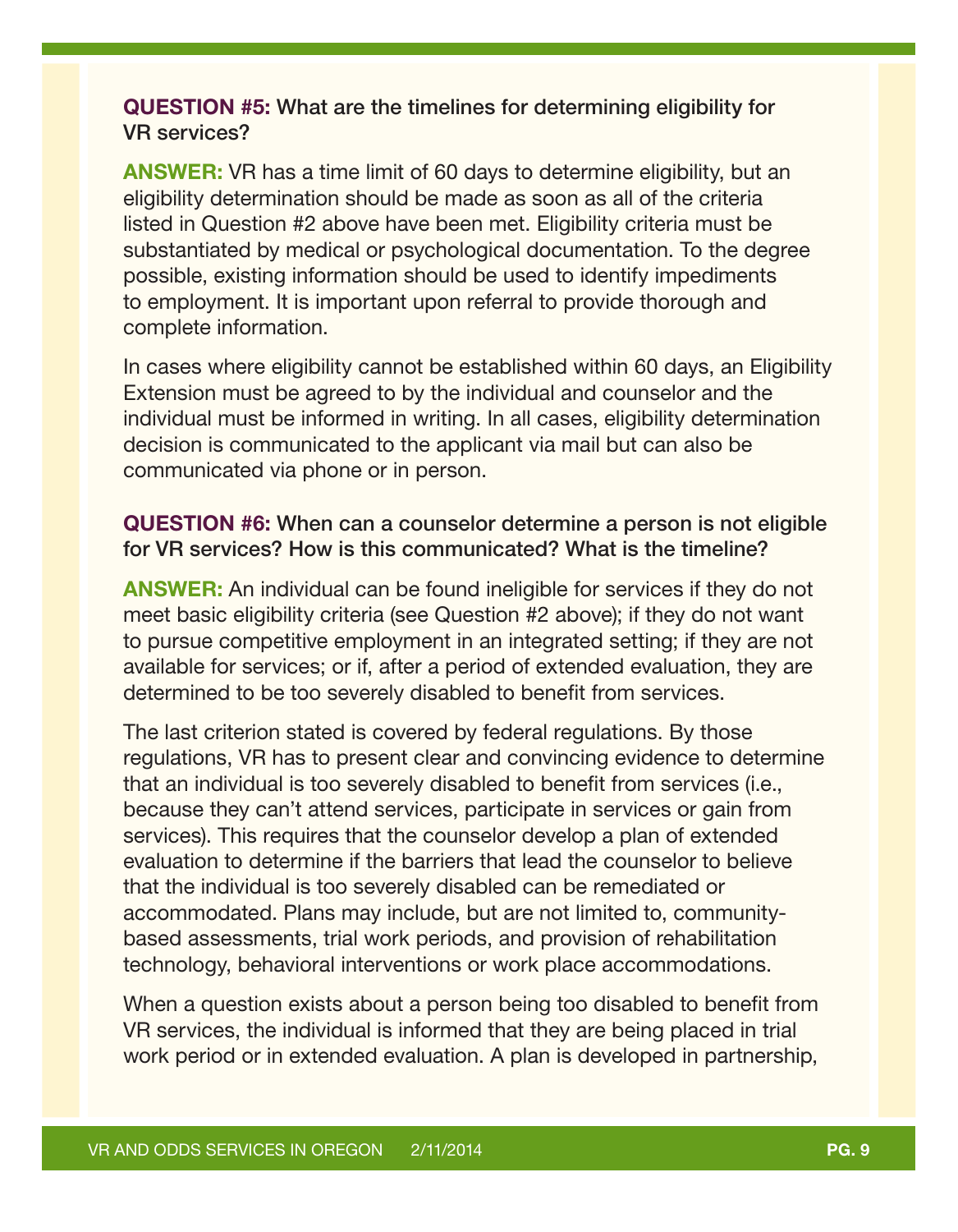**QUESTION #5:** What are the timelines for determining eligibility for VR services?

**ANSWER:** VR has a time limit of 60 days to determine eligibility, but an eligibility determination should be made as soon as all of the criteria listed in Question #2 above have been met. Eligibility criteria must be substantiated by medical or psychological documentation. To the degree possible, existing information should be used to identify impediments to employment. It is important upon referral to provide thorough and complete information.

In cases where eligibility cannot be established within 60 days, an Eligibility Extension must be agreed to by the individual and counselor and the individual must be informed in writing. In all cases, eligibility determination decision is communicated to the applicant via mail but can also be communicated via phone or in person.

**QUESTION #6:** When can a counselor determine a person is not eligible for VR services? How is this communicated? What is the timeline?

**ANSWER:** An individual can be found ineligible for services if they do not meet basic eligibility criteria (see Question #2 above); if they do not want to pursue competitive employment in an integrated setting; if they are not available for services; or if, after a period of extended evaluation, they are determined to be too severely disabled to benefit from services.

The last criterion stated is covered by federal regulations. By those regulations, VR has to present clear and convincing evidence to determine that an individual is too severely disabled to benefit from services (i.e., because they can't attend services, participate in services or gain from services). This requires that the counselor develop a plan of extended evaluation to determine if the barriers that lead the counselor to believe that the individual is too severely disabled can be remediated or accommodated. Plans may include, but are not limited to, community-based assessments, trial work periods, and provision of rehabilitation technology, behavioral interventions or work place accommodations.

When a question exists about a person being too disabled to benefit from VR services, the individual is informed that they are being placed in trial work period or in extended evaluation. A plan is developed in partnership,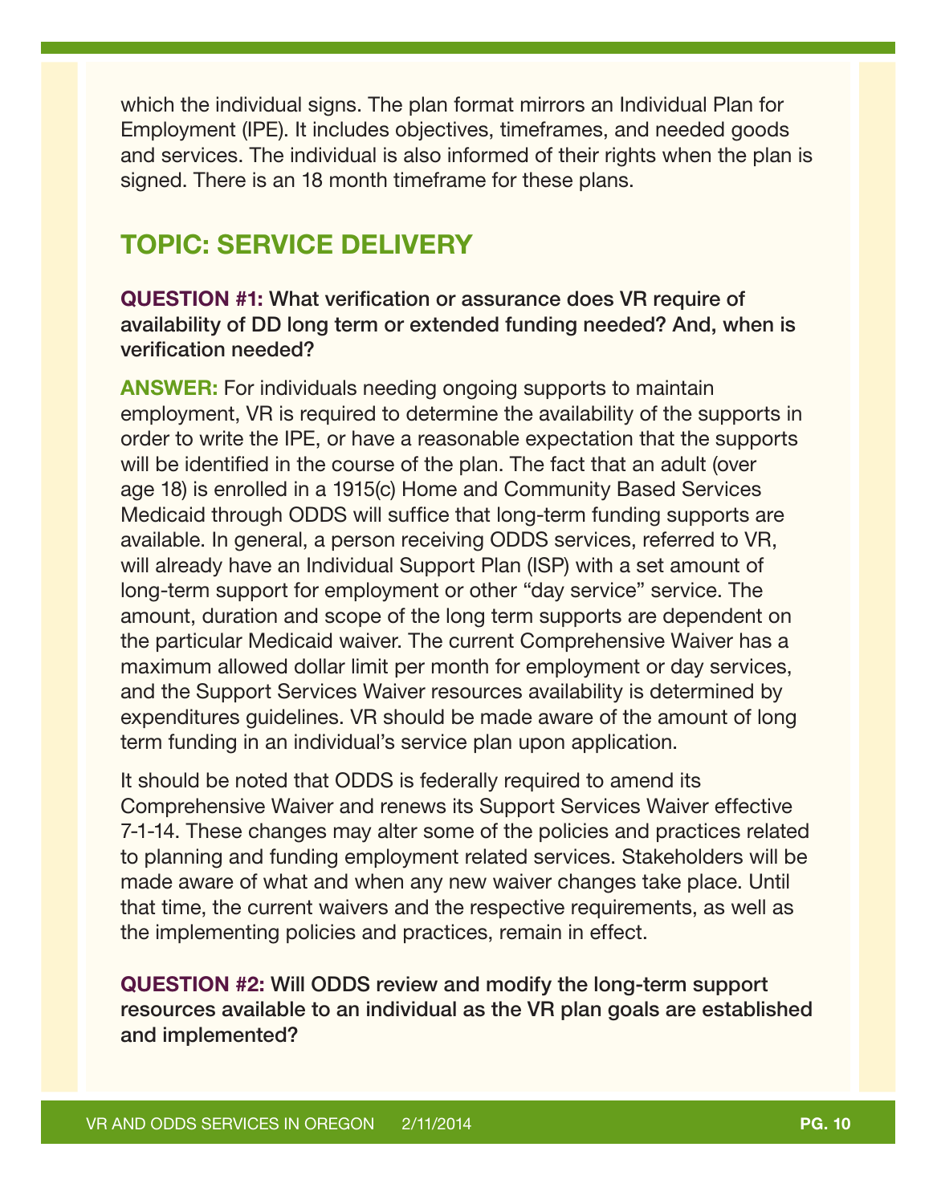which the individual signs. The plan format mirrors an Individual Plan for Employment (IPE). It includes objectives, timeframes, and needed goods and services. The individual is also informed of their rights when the plan is signed. There is an 18 month timeframe for these plans.

## TOPIC: SERVICE DELIVERY

**QUESTION #1: What verification or assurance does VR require of availability of DD long term or extended funding needed? And, when is verification needed?**

**ANSWER:** For individuals needing ongoing supports to maintain employment, VR is required to determine the availability of the supports in order to write the IPE, or have a reasonable expectation that the supports will be identified in the course of the plan. The fact that an adult (over age 18) is enrolled in a 1915(c) Home and Community Based Services Medicaid through ODDS will suffice that long-term funding supports are available. In general, a person receiving ODDS services, referred to VR, will already have an Individual Support Plan (ISP) with a set amount of long-term support for employment or other "day service" service. The amount, duration and scope of the long term supports are dependent on the particular Medicaid waiver. The current Comprehensive Waiver has a maximum allowed dollar limit per month for employment or day services, and the Support Services Waiver resources availability is determined by expenditures guidelines. VR should be made aware of the amount of long term funding in an individual's service plan upon application.

It should be noted that ODDS is federally required to amend its Comprehensive Waiver and renews its Support Services Waiver effective 7-1-14. These changes may alter some of the policies and practices related to planning and funding employment related services. Stakeholders will be made aware of what and when any new waiver changes take place. Until that time, the current waivers and the respective requirements, as well as the implementing policies and practices, remain in effect.

**QUESTION #2: Will ODDS review and modify the long-term support resources available to an individual as the VR plan goals are established and implemented?**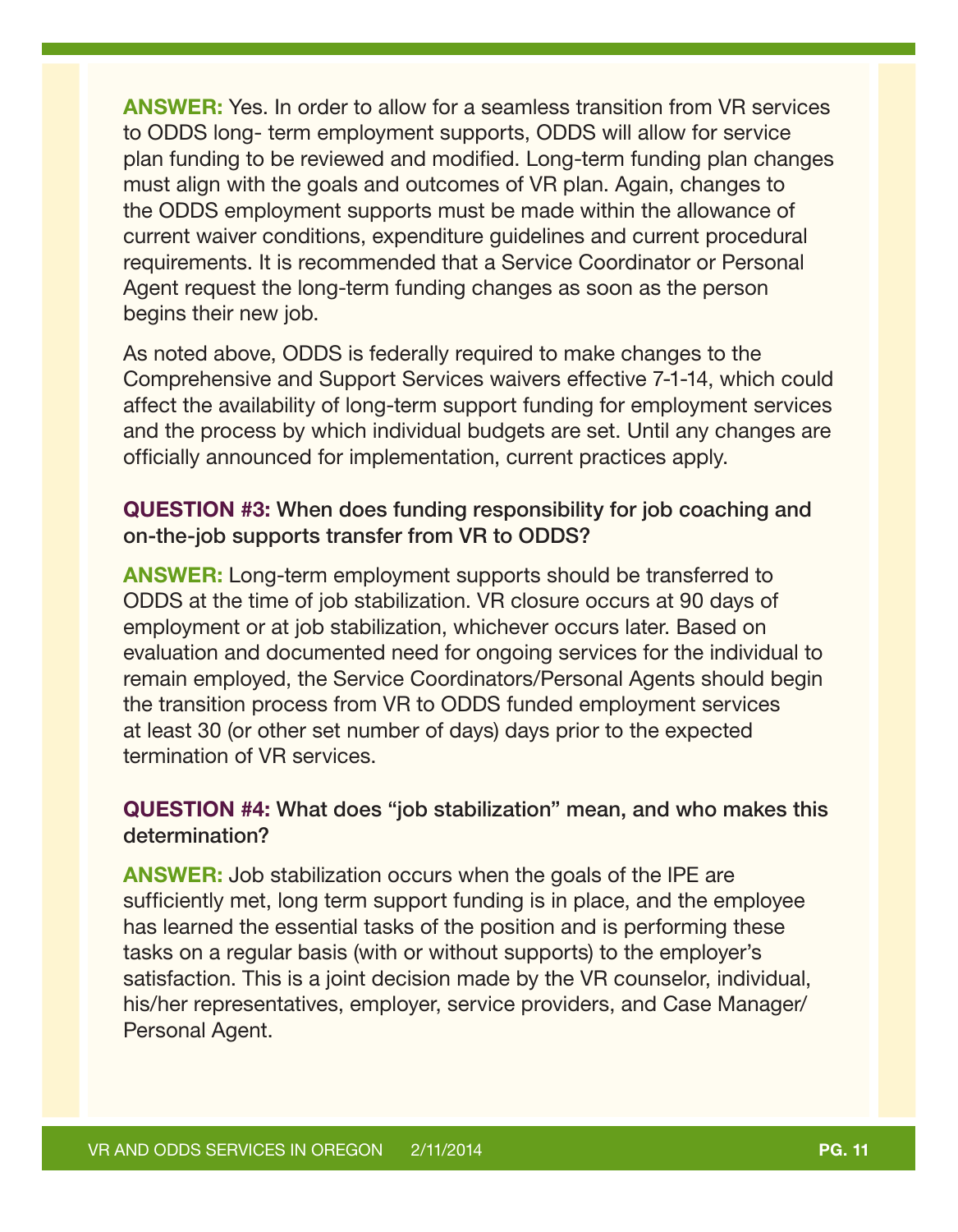**ANSWER:** Yes. In order to allow for a seamless transition from VR services to ODDS long- term employment supports, ODDS will allow for service plan funding to be reviewed and modified. Long-term funding plan changes must align with the goals and outcomes of VR plan. Again, changes to the ODDS employment supports must be made within the allowance of current waiver conditions, expenditure guidelines and current procedural requirements. It is recommended that a Service Coordinator or Personal Agent request the long-term funding changes as soon as the person begins their new job.

As noted above, ODDS is federally required to make changes to the Comprehensive and Support Services waivers effective 7-1-14, which could affect the availability of long-term support funding for employment services and the process by which individual budgets are set. Until any changes are officially announced for implementation, current practices apply.

**QUESTION #3: When does funding responsibility for job coaching and on-the-job supports transfer from VR to ODDS?**

**ANSWER:** Long-term employment supports should be transferred to ODDS at the time of job stabilization. VR closure occurs at 90 days of employment or at job stabilization, whichever occurs later. Based on evaluation and documented need for ongoing services for the individual to remain employed, the Service Coordinators/Personal Agents should begin the transition process from VR to ODDS funded employment services at least 30 (or other set number of days) days prior to the expected termination of VR services.

**QUESTION #4: What does "job stabilization" mean, and who makes this determination?**

**ANSWER:** Job stabilization occurs when the goals of the IPE are sufficiently met, long term support funding is in place, and the employee has learned the essential tasks of the position and is performing these tasks on a regular basis (with or without supports) to the employer's satisfaction. This is a joint decision made by the VR counselor, individual, his/her representatives, employer, service providers, and Case Manager/ Personal Agent.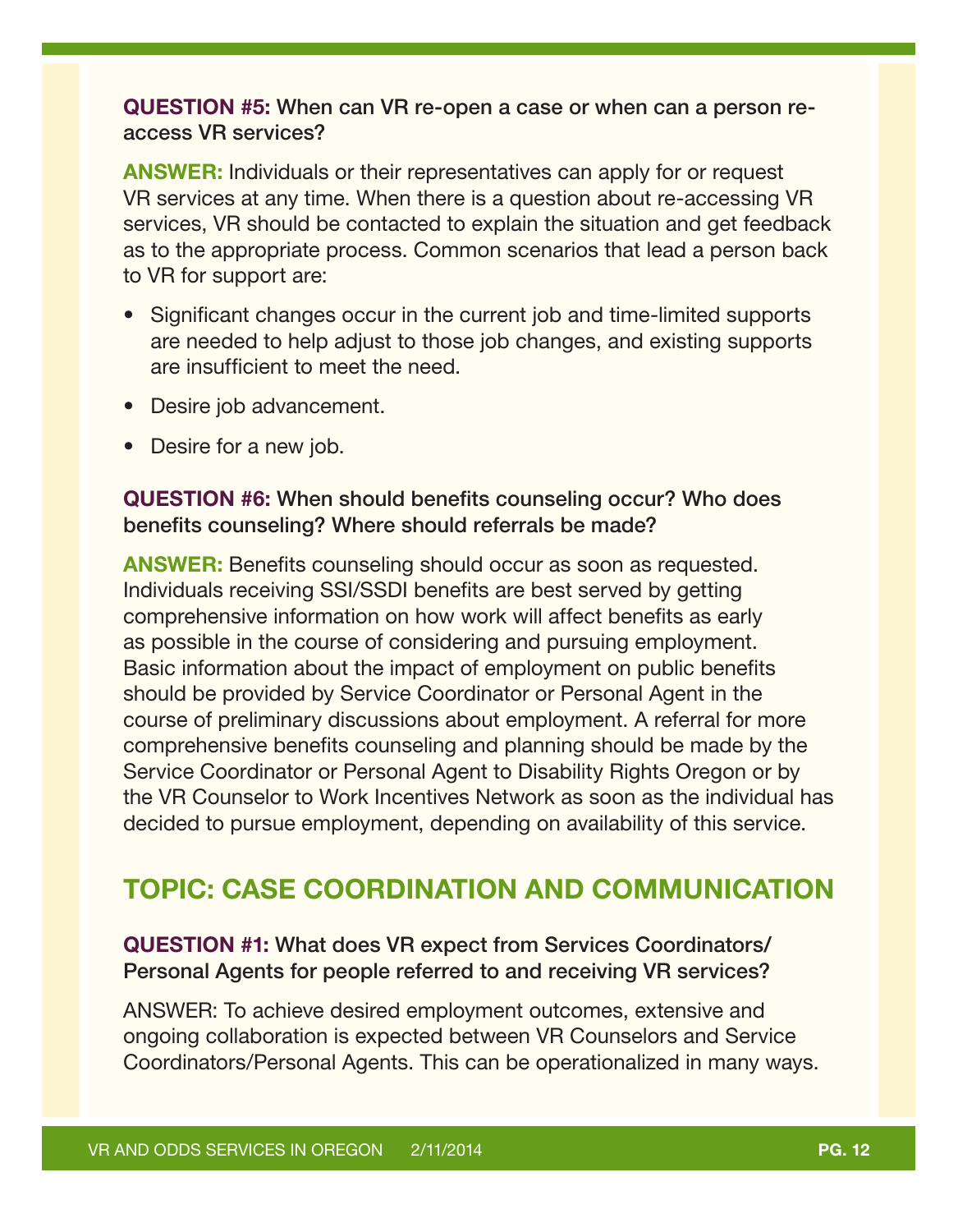**QUESTION #5:** When can VR re-open a case or when can a person re-access VR services?

**ANSWER:** Individuals or their representatives can apply for or request VR services at any time. When there is a question about re-accessing VR services, VR should be contacted to explain the situation and get feedback as to the appropriate process. Common scenarios that lead a person back to VR for support are:

- Significant changes occur in the current job and time-limited supports are needed to help adjust to those job changes, and existing supports are insufficient to meet the need.
- Desire job advancement.
- Desire for a new job.

**QUESTION #6:** When should benefits counseling occur? Who does benefits counseling? Where should referrals be made?

**ANSWER:** Benefits counseling should occur as soon as requested. Individuals receiving SSI/SSDI benefits are best served by getting comprehensive information on how work will affect benefits as early as possible in the course of considering and pursuing employment. Basic information about the impact of employment on public benefits should be provided by Service Coordinator or Personal Agent in the course of preliminary discussions about employment. A referral for more comprehensive benefits counseling and planning should be made by the Service Coordinator or Personal Agent to Disability Rights Oregon or by the VR Counselor to Work Incentives Network as soon as the individual has decided to pursue employment, depending on availability of this service.

## TOPIC: CASE COORDINATION AND COMMUNICATION

**QUESTION #1:** What does VR expect from Services Coordinators/Personal Agents for people referred to and receiving VR services?

ANSWER: To achieve desired employment outcomes, extensive and ongoing collaboration is expected between VR Counselors and Service Coordinators/Personal Agents. This can be operationalized in many ways.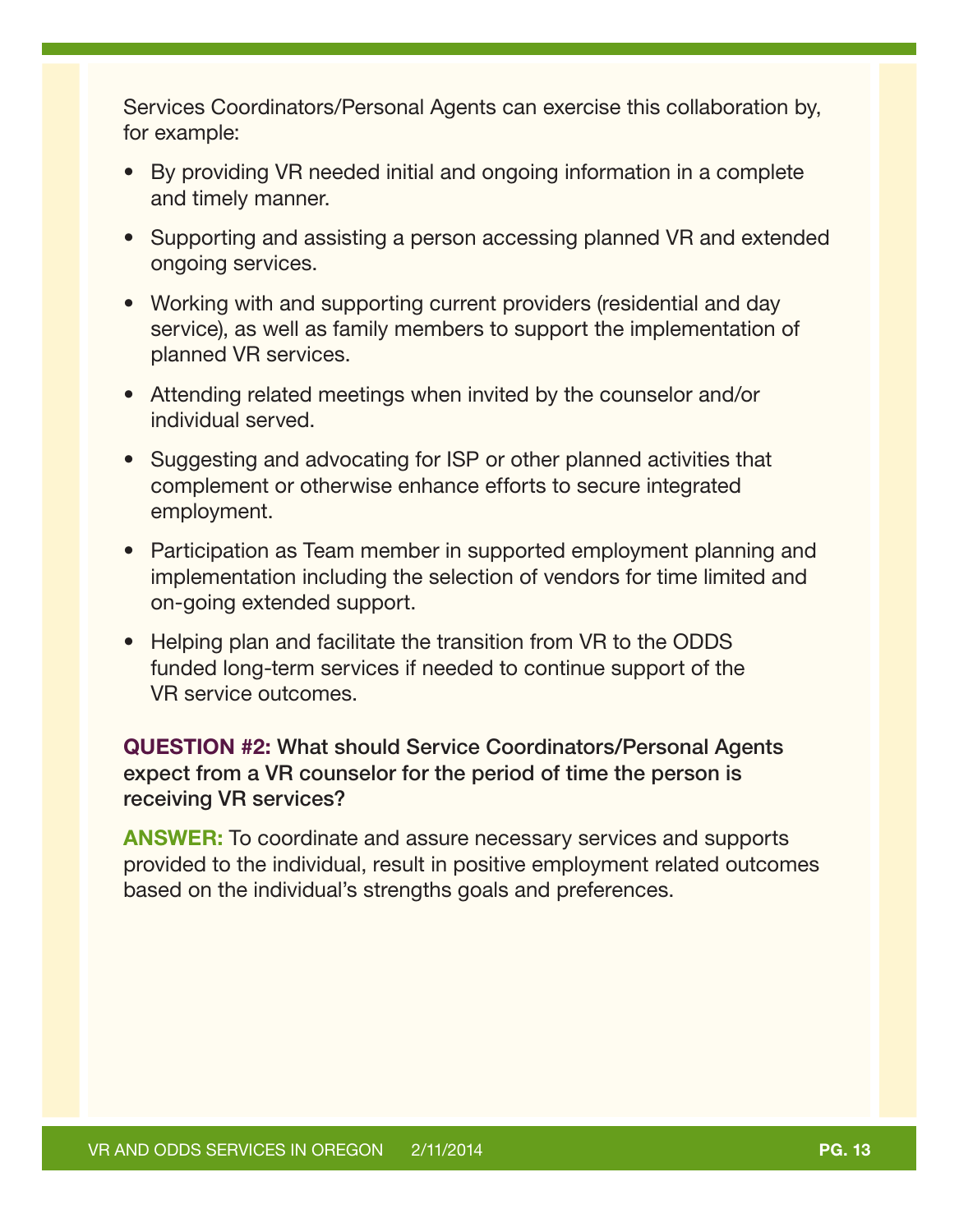Services Coordinators/Personal Agents can exercise this collaboration by, for example:

- By providing VR needed initial and ongoing information in a complete and timely manner.
- Supporting and assisting a person accessing planned VR and extended ongoing services.
- Working with and supporting current providers (residential and day service), as well as family members to support the implementation of planned VR services.
- Attending related meetings when invited by the counselor and/or individual served.
- Suggesting and advocating for ISP or other planned activities that complement or otherwise enhance efforts to secure integrated employment.
- Participation as Team member in supported employment planning and implementation including the selection of vendors for time limited and on-going extended support.
- Helping plan and facilitate the transition from VR to the ODDS funded long-term services if needed to continue support of the VR service outcomes.

**QUESTION #2: What should Service Coordinators/Personal Agents expect from a VR counselor for the period of time the person is receiving VR services?**

**ANSWER:** To coordinate and assure necessary services and supports provided to the individual, result in positive employment related outcomes based on the individual's strengths goals and preferences.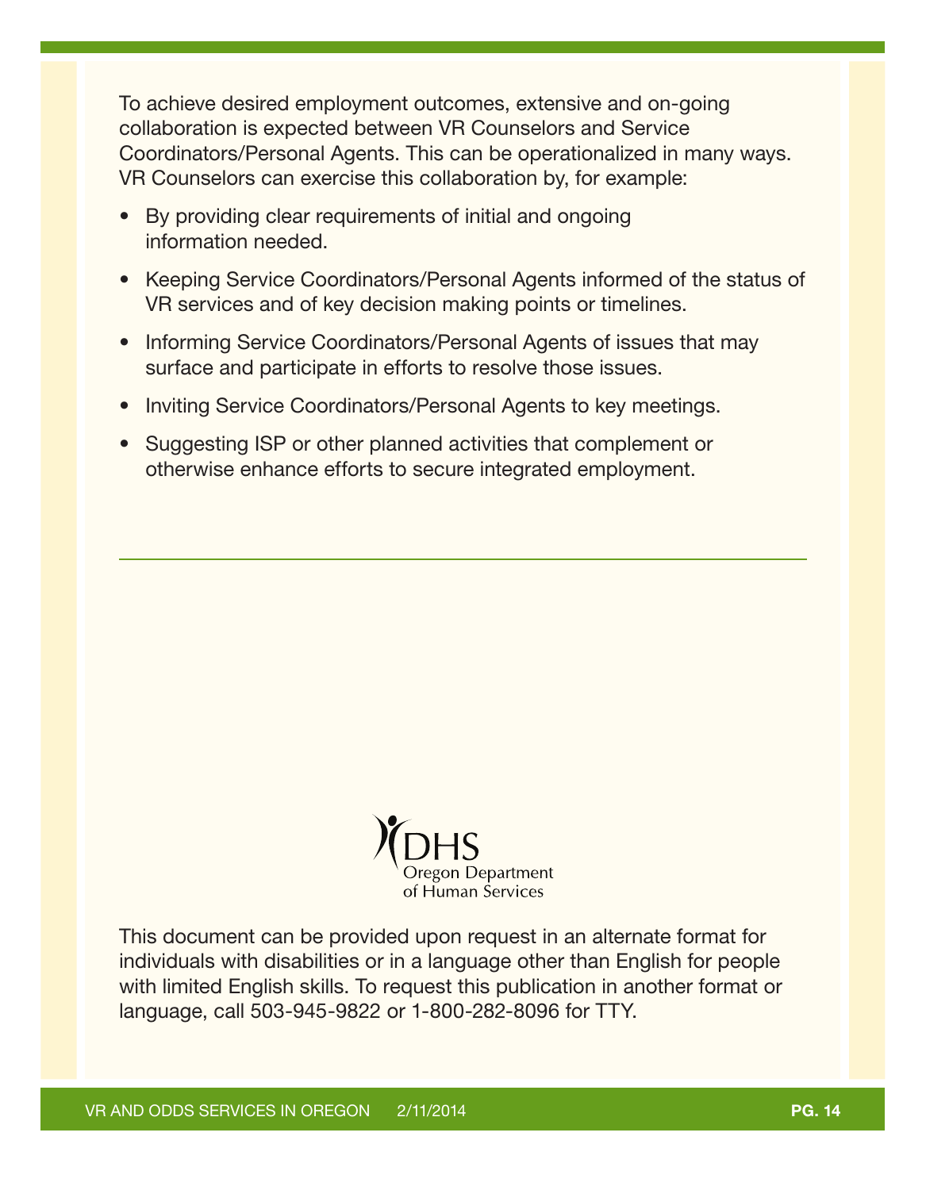To achieve desired employment outcomes, extensive and on-going collaboration is expected between VR Counselors and Service Coordinators/Personal Agents. This can be operationalized in many ways. VR Counselors can exercise this collaboration by, for example:

- By providing clear requirements of initial and ongoing information needed.
- Keeping Service Coordinators/Personal Agents informed of the status of VR services and of key decision making points or timelines.
- Informing Service Coordinators/Personal Agents of issues that may surface and participate in efforts to resolve those issues.
- Inviting Service Coordinators/Personal Agents to key meetings.
- Suggesting ISP or other planned activities that complement or otherwise enhance efforts to secure integrated employment.

---

DHS
Oregon Department of Human Services

This document can be provided upon request in an alternate format for individuals with disabilities or in a language other than English for people with limited English skills. To request this publication in another format or language, call 503-945-9822 or 1-800-282-8096 for TTY.